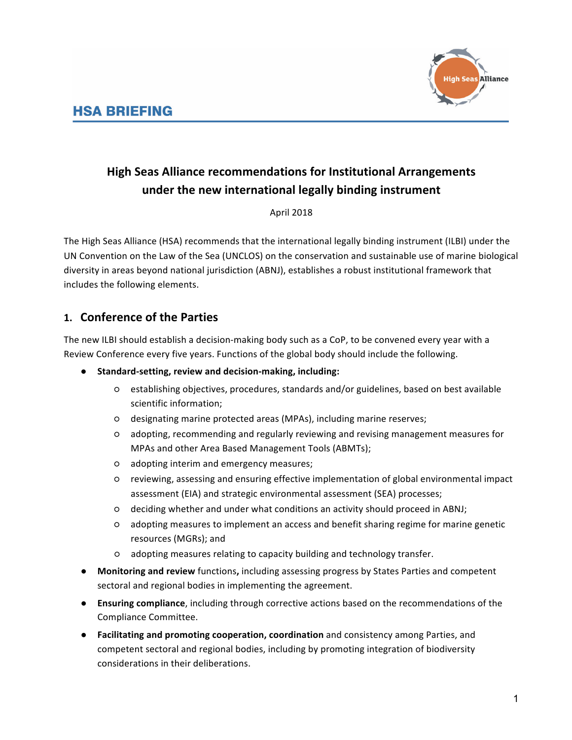HSA BRIEFING

# High Seas Alliance recommendations for Institutional Arrangements under the new international legally binding instrument

April 2018

The High Seas Alliance (HSA) recommends that the international legally binding instrument (ILBI) under the UN Convention on the Law of the Sea (UNCLOS) on the conservation and sustainable use of marine biological diversity in areas beyond national jurisdiction (ABNJ), establishes a robust institutional framework that includes the following elements.

## 1. Conference of the Parties

The new ILBI should establish a decision-making body such as a CoP, to be convened every year with a Review Conference every five years. Functions of the global body should include the following.

- **Standard-setting, review and decision-making, including:**
  - establishing objectives, procedures, standards and/or guidelines, based on best available scientific information;
  - designating marine protected areas (MPAs), including marine reserves;
  - adopting, recommending and regularly reviewing and revising management measures for MPAs and other Area Based Management Tools (ABMTs);
  - adopting interim and emergency measures;
  - reviewing, assessing and ensuring effective implementation of global environmental impact assessment (EIA) and strategic environmental assessment (SEA) processes;
  - deciding whether and under what conditions an activity should proceed in ABNJ;
  - adopting measures to implement an access and benefit sharing regime for marine genetic resources (MGRs); and
  - adopting measures relating to capacity building and technology transfer.
- **Monitoring and review** functions**,** including assessing progress by States Parties and competent sectoral and regional bodies in implementing the agreement.
- **Ensuring compliance**, including through corrective actions based on the recommendations of the Compliance Committee.
- **Facilitating and promoting cooperation, coordination** and consistency among Parties, and competent sectoral and regional bodies, including by promoting integration of biodiversity considerations in their deliberations.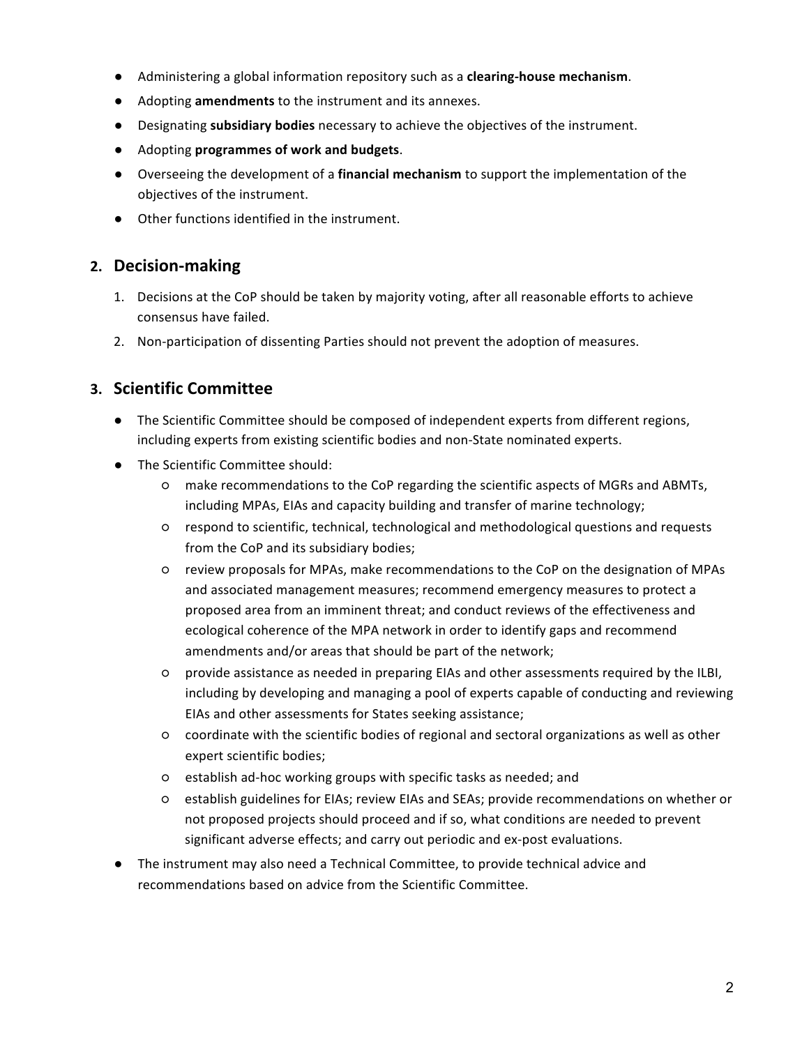- Administering a global information repository such as a **clearing-house mechanism**.
- Adopting **amendments** to the instrument and its annexes.
- Designating **subsidiary bodies** necessary to achieve the objectives of the instrument.
- Adopting **programmes of work and budgets**.
- Overseeing the development of a **financial mechanism** to support the implementation of the objectives of the instrument.
- Other functions identified in the instrument.

## 2. Decision-making

1. Decisions at the CoP should be taken by majority voting, after all reasonable efforts to achieve consensus have failed.
2. Non-participation of dissenting Parties should not prevent the adoption of measures.

## 3. Scientific Committee

- The Scientific Committee should be composed of independent experts from different regions, including experts from existing scientific bodies and non-State nominated experts.
- The Scientific Committee should:
    - make recommendations to the CoP regarding the scientific aspects of MGRs and ABMTs, including MPAs, EIAs and capacity building and transfer of marine technology;
    - respond to scientific, technical, technological and methodological questions and requests from the CoP and its subsidiary bodies;
    - review proposals for MPAs, make recommendations to the CoP on the designation of MPAs and associated management measures; recommend emergency measures to protect a proposed area from an imminent threat; and conduct reviews of the effectiveness and ecological coherence of the MPA network in order to identify gaps and recommend amendments and/or areas that should be part of the network;
    - provide assistance as needed in preparing EIAs and other assessments required by the ILBI, including by developing and managing a pool of experts capable of conducting and reviewing EIAs and other assessments for States seeking assistance;
    - coordinate with the scientific bodies of regional and sectoral organizations as well as other expert scientific bodies;
    - establish ad-hoc working groups with specific tasks as needed; and
    - establish guidelines for EIAs; review EIAs and SEAs; provide recommendations on whether or not proposed projects should proceed and if so, what conditions are needed to prevent significant adverse effects; and carry out periodic and ex-post evaluations.
- The instrument may also need a Technical Committee, to provide technical advice and recommendations based on advice from the Scientific Committee.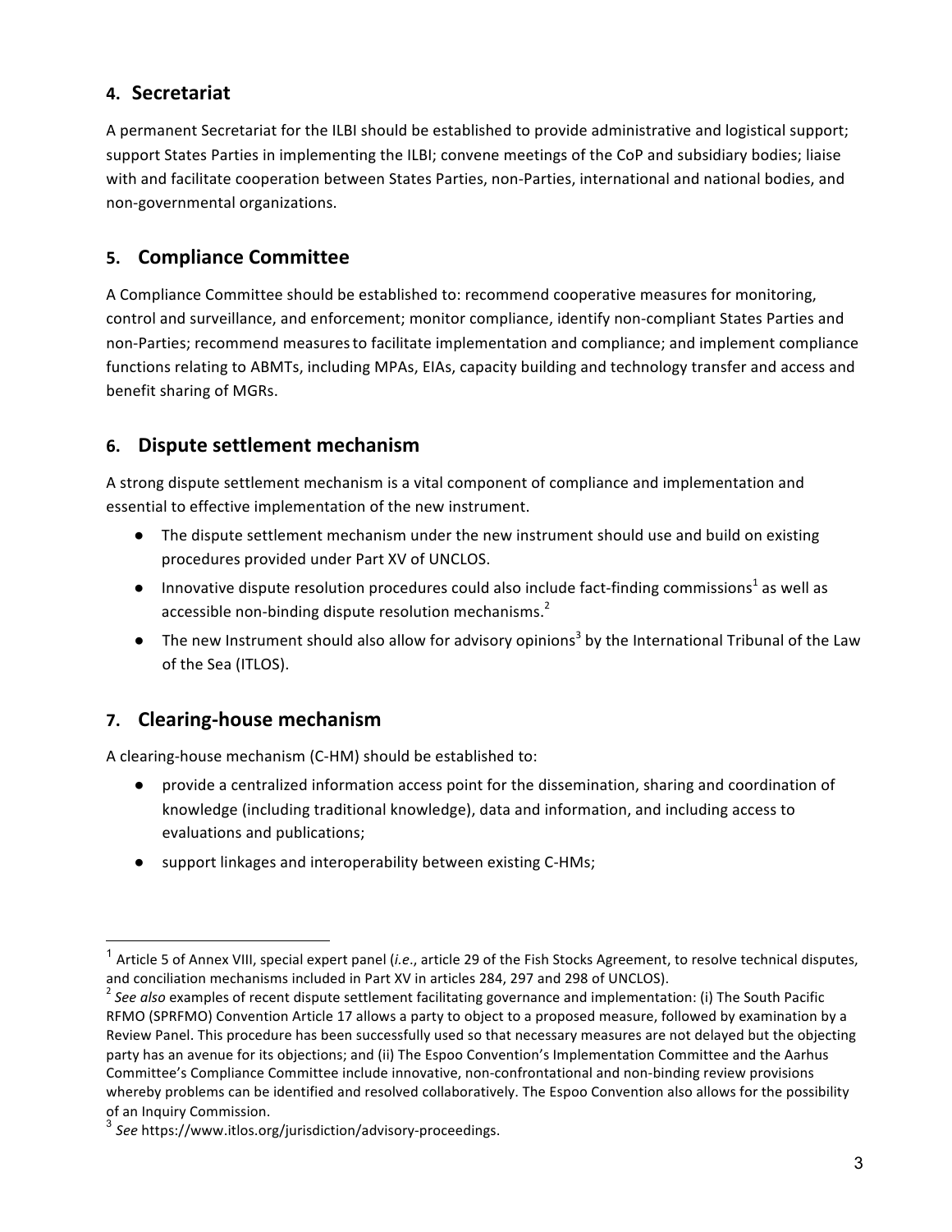## 4. Secretariat

A permanent Secretariat for the ILBI should be established to provide administrative and logistical support; support States Parties in implementing the ILBI; convene meetings of the CoP and subsidiary bodies; liaise with and facilitate cooperation between States Parties, non-Parties, international and national bodies, and non-governmental organizations.

## 5. Compliance Committee

A Compliance Committee should be established to: recommend cooperative measures for monitoring, control and surveillance, and enforcement; monitor compliance, identify non-compliant States Parties and non-Parties; recommend measures to facilitate implementation and compliance; and implement compliance functions relating to ABMTs, including MPAs, EIAs, capacity building and technology transfer and access and benefit sharing of MGRs.

## 6. Dispute settlement mechanism

A strong dispute settlement mechanism is a vital component of compliance and implementation and essential to effective implementation of the new instrument.

- The dispute settlement mechanism under the new instrument should use and build on existing procedures provided under Part XV of UNCLOS.
- Innovative dispute resolution procedures could also include fact-finding commissions[1] as well as accessible non-binding dispute resolution mechanisms.[2]
- The new Instrument should also allow for advisory opinions[3] by the International Tribunal of the Law of the Sea (ITLOS).

## 7. Clearing-house mechanism

A clearing-house mechanism (C-HM) should be established to:

- provide a centralized information access point for the dissemination, sharing and coordination of knowledge (including traditional knowledge), data and information, and including access to evaluations and publications;
- support linkages and interoperability between existing C-HMs;

---

[1] Article 5 of Annex VIII, special expert panel (*i.e*., article 29 of the Fish Stocks Agreement, to resolve technical disputes, and conciliation mechanisms included in Part XV in articles 284, 297 and 298 of UNCLOS).

[2] *See also* examples of recent dispute settlement facilitating governance and implementation: (i) The South Pacific RFMO (SPRFMO) Convention Article 17 allows a party to object to a proposed measure, followed by examination by a Review Panel. This procedure has been successfully used so that necessary measures are not delayed but the objecting party has an avenue for its objections; and (ii) The Espoo Convention's Implementation Committee and the Aarhus Committee's Compliance Committee include innovative, non-confrontational and non-binding review provisions whereby problems can be identified and resolved collaboratively. The Espoo Convention also allows for the possibility of an Inquiry Commission.

[3] *See* https://www.itlos.org/jurisdiction/advisory-proceedings.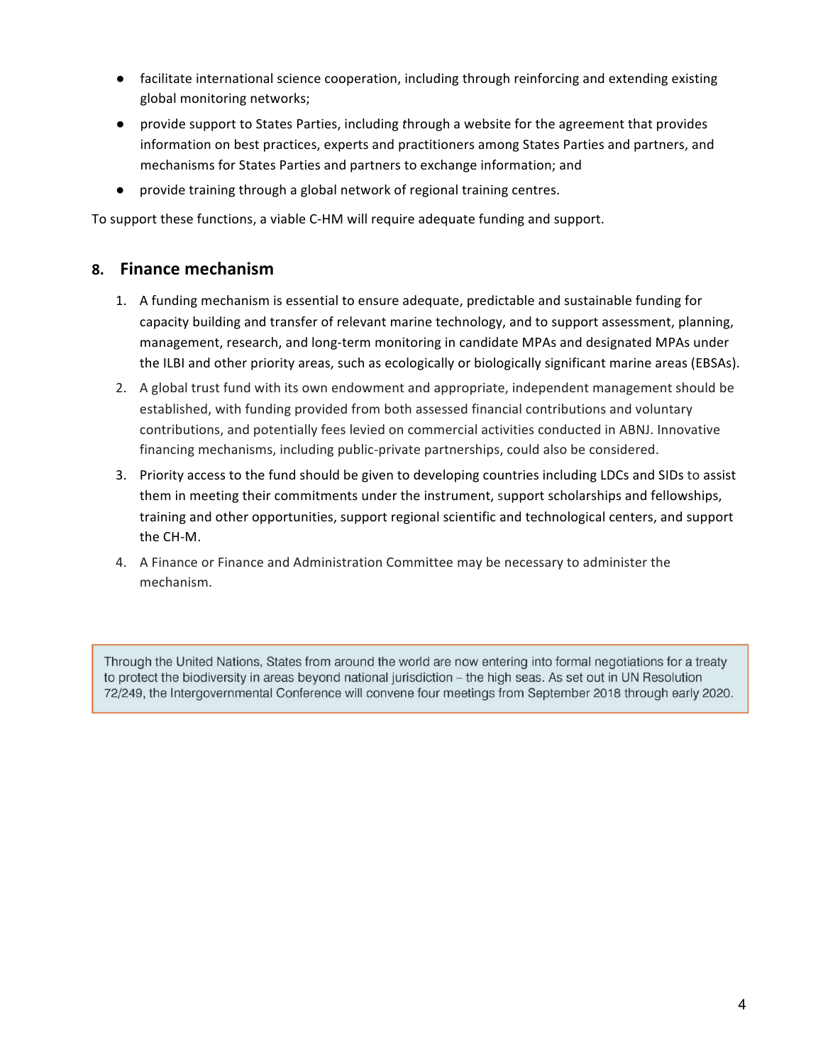- facilitate international science cooperation, including through reinforcing and extending existing global monitoring networks;
- provide support to States Parties, including *t*hrough a website for the agreement that provides information on best practices, experts and practitioners among States Parties and partners, and mechanisms for States Parties and partners to exchange information; and
- provide training through a global network of regional training centres.

To support these functions, a viable C-HM will require adequate funding and support.

## 8. Finance mechanism

1. A funding mechanism is essential to ensure adequate, predictable and sustainable funding for capacity building and transfer of relevant marine technology, and to support assessment, planning, management, research, and long-term monitoring in candidate MPAs and designated MPAs under the ILBI and other priority areas, such as ecologically or biologically significant marine areas (EBSAs).
2. A global trust fund with its own endowment and appropriate, independent management should be established, with funding provided from both assessed financial contributions and voluntary contributions, and potentially fees levied on commercial activities conducted in ABNJ. Innovative financing mechanisms, including public-private partnerships, could also be considered.
3. Priority access to the fund should be given to developing countries including LDCs and SIDs to assist them in meeting their commitments under the instrument, support scholarships and fellowships, training and other opportunities, support regional scientific and technological centers, and support the CH-M.
4. A Finance or Finance and Administration Committee may be necessary to administer the mechanism.

Through the United Nations, States from around the world are now entering into formal negotiations for a treaty to protect the biodiversity in areas beyond national jurisdiction – the high seas. As set out in UN Resolution 72/249, the Intergovernmental Conference will convene four meetings from September 2018 through early 2020.